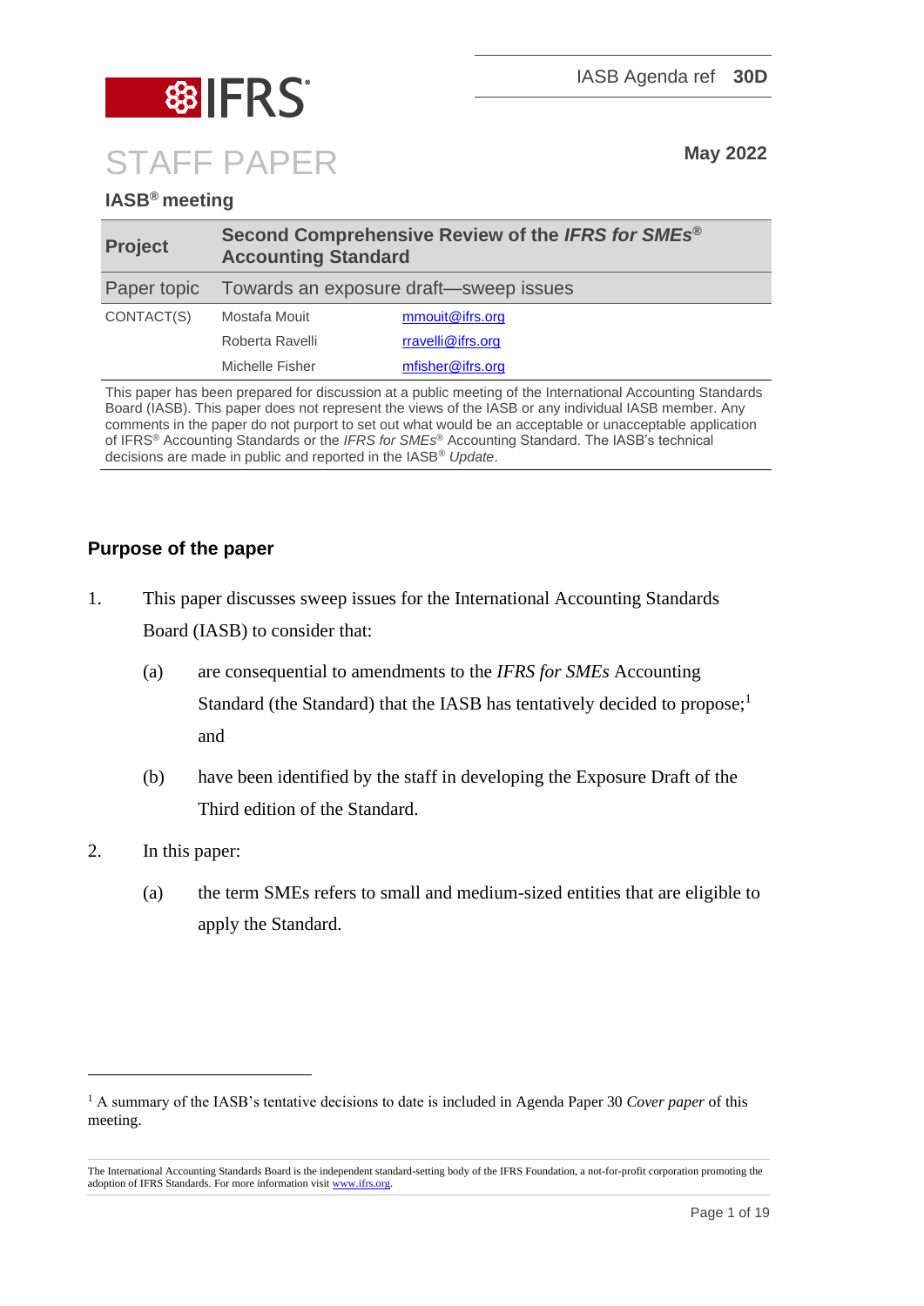IASB Agenda ref **30D**

# STAFF PAPER

**May 2022**

**IASB® meeting**

| **Project** | **Second Comprehensive Review of the *IFRS for SMEs*® Accounting Standard** | |
|---|---|---|
| Paper topic | Towards an exposure draft—sweep issues | |
| CONTACT(S) | Mostafa Mouit | mmouit@ifrs.org |
| | Roberta Ravelli | rravelli@ifrs.org |
| | Michelle Fisher | mfisher@ifrs.org |

This paper has been prepared for discussion at a public meeting of the International Accounting Standards Board (IASB). This paper does not represent the views of the IASB or any individual IASB member. Any comments in the paper do not purport to set out what would be an acceptable or unacceptable application of IFRS® Accounting Standards or the *IFRS for SMEs*® Accounting Standard. The IASB's technical decisions are made in public and reported in the IASB® *Update*.

## Purpose of the paper

1. This paper discusses sweep issues for the International Accounting Standards Board (IASB) to consider that:

   (a) are consequential to amendments to the *IFRS for SMEs* Accounting Standard (the Standard) that the IASB has tentatively decided to propose;[1] and

   (b) have been identified by the staff in developing the Exposure Draft of the Third edition of the Standard.

2. In this paper:

   (a) the term SMEs refers to small and medium-sized entities that are eligible to apply the Standard.

---

[1] A summary of the IASB's tentative decisions to date is included in Agenda Paper 30 *Cover paper* of this meeting.

The International Accounting Standards Board is the independent standard-setting body of the IFRS Foundation, a not-for-profit corporation promoting the adoption of IFRS Standards. For more information visit www.ifrs.org.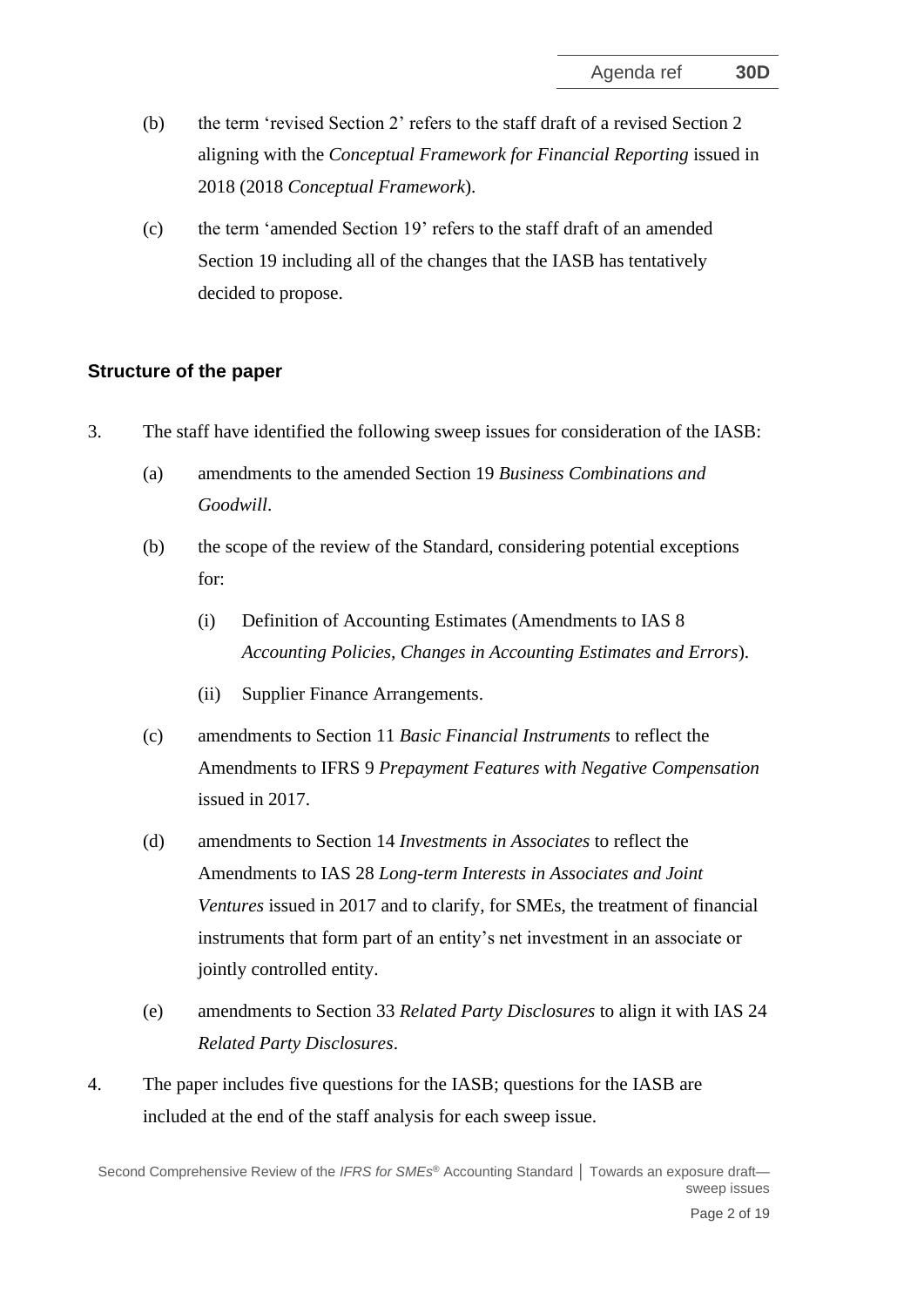(b) the term 'revised Section 2' refers to the staff draft of a revised Section 2 aligning with the *Conceptual Framework for Financial Reporting* issued in 2018 (2018 *Conceptual Framework*).

(c) the term 'amended Section 19' refers to the staff draft of an amended Section 19 including all of the changes that the IASB has tentatively decided to propose.

## Structure of the paper

3. The staff have identified the following sweep issues for consideration of the IASB:

   (a) amendments to the amended Section 19 *Business Combinations and Goodwill*.

   (b) the scope of the review of the Standard, considering potential exceptions for:

      (i) Definition of Accounting Estimates (Amendments to IAS 8 *Accounting Policies, Changes in Accounting Estimates and Errors*).

      (ii) Supplier Finance Arrangements.

   (c) amendments to Section 11 *Basic Financial Instruments* to reflect the Amendments to IFRS 9 *Prepayment Features with Negative Compensation* issued in 2017.

   (d) amendments to Section 14 *Investments in Associates* to reflect the Amendments to IAS 28 *Long-term Interests in Associates and Joint Ventures* issued in 2017 and to clarify, for SMEs, the treatment of financial instruments that form part of an entity's net investment in an associate or jointly controlled entity.

   (e) amendments to Section 33 *Related Party Disclosures* to align it with IAS 24 *Related Party Disclosures*.

4. The paper includes five questions for the IASB; questions for the IASB are included at the end of the staff analysis for each sweep issue.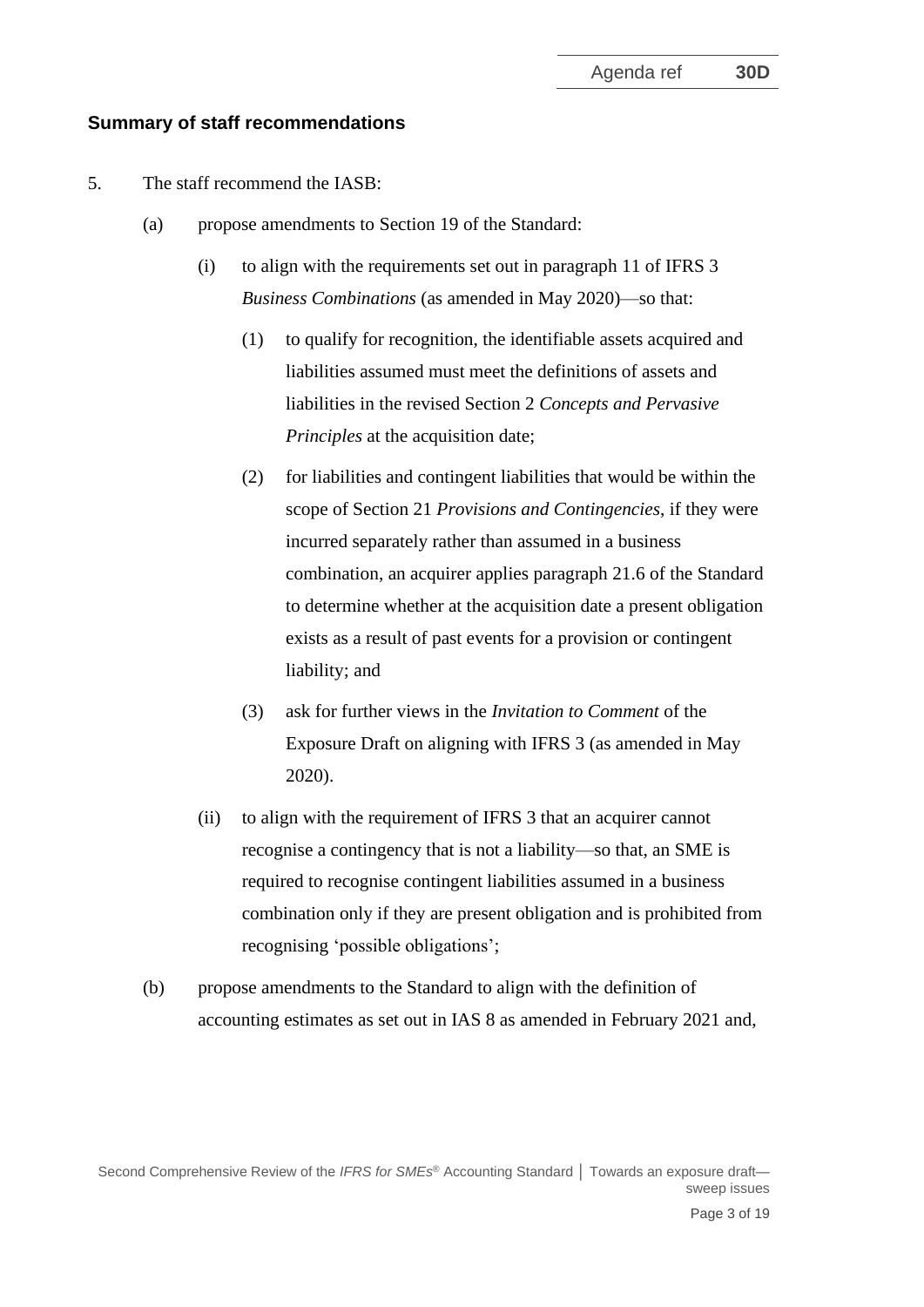## Summary of staff recommendations

5. The staff recommend the IASB:

   (a) propose amendments to Section 19 of the Standard:

      (i) to align with the requirements set out in paragraph 11 of IFRS 3 *Business Combinations* (as amended in May 2020)—so that:

         (1) to qualify for recognition, the identifiable assets acquired and liabilities assumed must meet the definitions of assets and liabilities in the revised Section 2 *Concepts and Pervasive Principles* at the acquisition date;

         (2) for liabilities and contingent liabilities that would be within the scope of Section 21 *Provisions and Contingencies*, if they were incurred separately rather than assumed in a business combination, an acquirer applies paragraph 21.6 of the Standard to determine whether at the acquisition date a present obligation exists as a result of past events for a provision or contingent liability; and

         (3) ask for further views in the *Invitation to Comment* of the Exposure Draft on aligning with IFRS 3 (as amended in May 2020).

      (ii) to align with the requirement of IFRS 3 that an acquirer cannot recognise a contingency that is not a liability—so that, an SME is required to recognise contingent liabilities assumed in a business combination only if they are present obligation and is prohibited from recognising 'possible obligations';

   (b) propose amendments to the Standard to align with the definition of accounting estimates as set out in IAS 8 as amended in February 2021 and,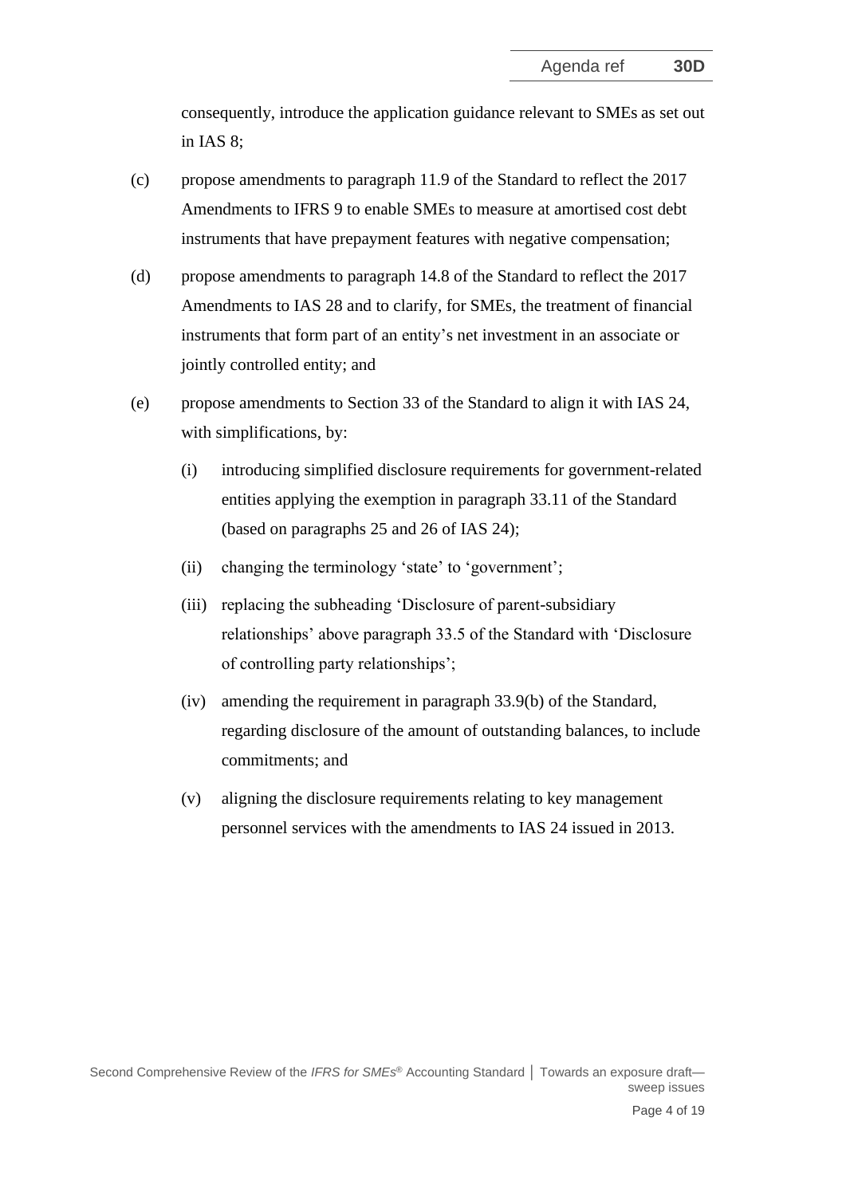consequently, introduce the application guidance relevant to SMEs as set out in IAS 8;

(c) propose amendments to paragraph 11.9 of the Standard to reflect the 2017 Amendments to IFRS 9 to enable SMEs to measure at amortised cost debt instruments that have prepayment features with negative compensation;

(d) propose amendments to paragraph 14.8 of the Standard to reflect the 2017 Amendments to IAS 28 and to clarify, for SMEs, the treatment of financial instruments that form part of an entity's net investment in an associate or jointly controlled entity; and

(e) propose amendments to Section 33 of the Standard to align it with IAS 24, with simplifications, by:

  (i) introducing simplified disclosure requirements for government-related entities applying the exemption in paragraph 33.11 of the Standard (based on paragraphs 25 and 26 of IAS 24);

  (ii) changing the terminology 'state' to 'government';

  (iii) replacing the subheading 'Disclosure of parent-subsidiary relationships' above paragraph 33.5 of the Standard with 'Disclosure of controlling party relationships';

  (iv) amending the requirement in paragraph 33.9(b) of the Standard, regarding disclosure of the amount of outstanding balances, to include commitments; and

  (v) aligning the disclosure requirements relating to key management personnel services with the amendments to IAS 24 issued in 2013.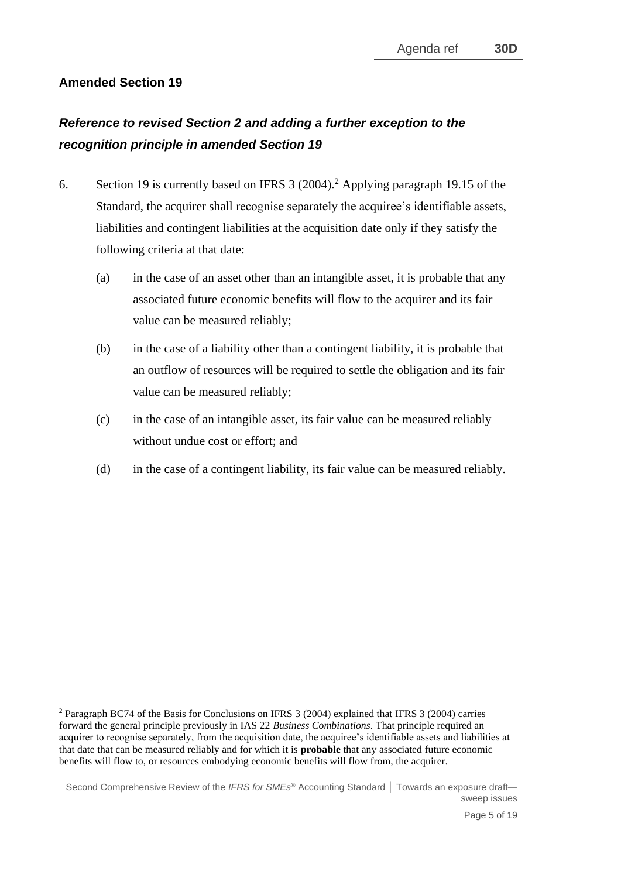## Amended Section 19

### *Reference to revised Section 2 and adding a further exception to the recognition principle in amended Section 19*

6. Section 19 is currently based on IFRS 3 (2004).[2] Applying paragraph 19.15 of the Standard, the acquirer shall recognise separately the acquiree's identifiable assets, liabilities and contingent liabilities at the acquisition date only if they satisfy the following criteria at that date:

    (a) in the case of an asset other than an intangible asset, it is probable that any associated future economic benefits will flow to the acquirer and its fair value can be measured reliably;

    (b) in the case of a liability other than a contingent liability, it is probable that an outflow of resources will be required to settle the obligation and its fair value can be measured reliably;

    (c) in the case of an intangible asset, its fair value can be measured reliably without undue cost or effort; and

    (d) in the case of a contingent liability, its fair value can be measured reliably.

---

[2] Paragraph BC74 of the Basis for Conclusions on IFRS 3 (2004) explained that IFRS 3 (2004) carries forward the general principle previously in IAS 22 *Business Combinations*. That principle required an acquirer to recognise separately, from the acquisition date, the acquiree's identifiable assets and liabilities at that date that can be measured reliably and for which it is **probable** that any associated future economic benefits will flow to, or resources embodying economic benefits will flow from, the acquirer.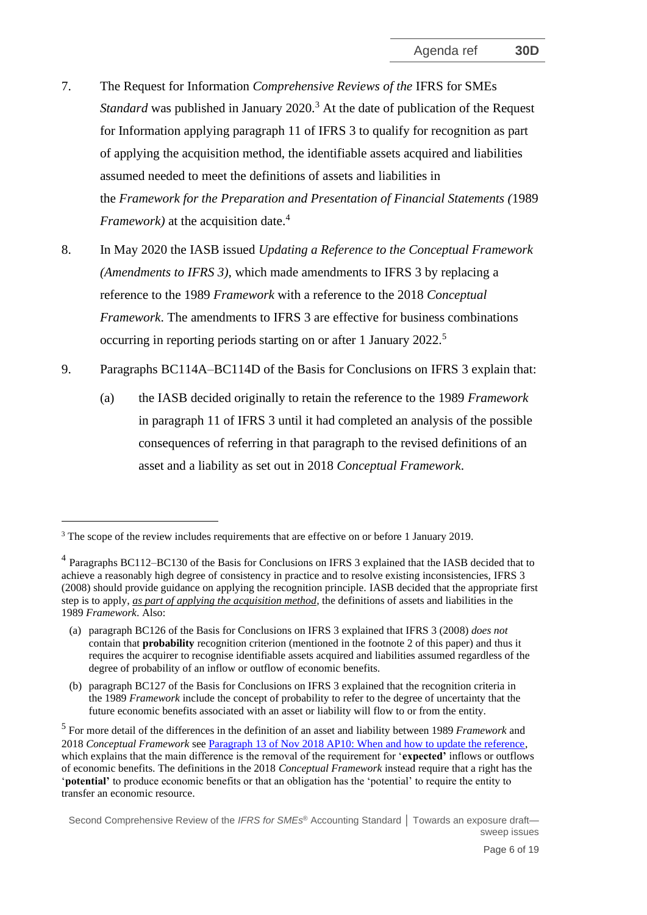7. The Request for Information *Comprehensive Reviews of the* IFRS for SMEs *Standard* was published in January 2020.[3] At the date of publication of the Request for Information applying paragraph 11 of IFRS 3 to qualify for recognition as part of applying the acquisition method, the identifiable assets acquired and liabilities assumed needed to meet the definitions of assets and liabilities in the *Framework for the Preparation and Presentation of Financial Statements (*1989 *Framework)* at the acquisition date.[4]

8. In May 2020 the IASB issued *Updating a Reference to the Conceptual Framework (Amendments to IFRS 3)*, which made amendments to IFRS 3 by replacing a reference to the 1989 *Framework* with a reference to the 2018 *Conceptual Framework*. The amendments to IFRS 3 are effective for business combinations occurring in reporting periods starting on or after 1 January 2022.[5]

9. Paragraphs BC114A–BC114D of the Basis for Conclusions on IFRS 3 explain that:

    (a) the IASB decided originally to retain the reference to the 1989 *Framework* in paragraph 11 of IFRS 3 until it had completed an analysis of the possible consequences of referring in that paragraph to the revised definitions of an asset and a liability as set out in 2018 *Conceptual Framework*.

---

[3] The scope of the review includes requirements that are effective on or before 1 January 2019.

[4] Paragraphs BC112–BC130 of the Basis for Conclusions on IFRS 3 explained that the IASB decided that to achieve a reasonably high degree of consistency in practice and to resolve existing inconsistencies, IFRS 3 (2008) should provide guidance on applying the recognition principle. IASB decided that the appropriate first step is to apply, ***as part of applying the acquisition method***, the definitions of assets and liabilities in the 1989 *Framework*. Also:

(a) paragraph BC126 of the Basis for Conclusions on IFRS 3 explained that IFRS 3 (2008) *does not* contain that **probability** recognition criterion (mentioned in the footnote 2 of this paper) and thus it requires the acquirer to recognise identifiable assets acquired and liabilities assumed regardless of the degree of probability of an inflow or outflow of economic benefits.

(b) paragraph BC127 of the Basis for Conclusions on IFRS 3 explained that the recognition criteria in the 1989 *Framework* include the concept of probability to refer to the degree of uncertainty that the future economic benefits associated with an asset or liability will flow to or from the entity.

[5] For more detail of the differences in the definition of an asset and liability between 1989 *Framework* and 2018 *Conceptual Framework* see Paragraph 13 of Nov 2018 AP10: When and how to update the reference, which explains that the main difference is the removal of the requirement for '**expected'** inflows or outflows of economic benefits. The definitions in the 2018 *Conceptual Framework* instead require that a right has the '**potential'** to produce economic benefits or that an obligation has the 'potential' to require the entity to transfer an economic resource.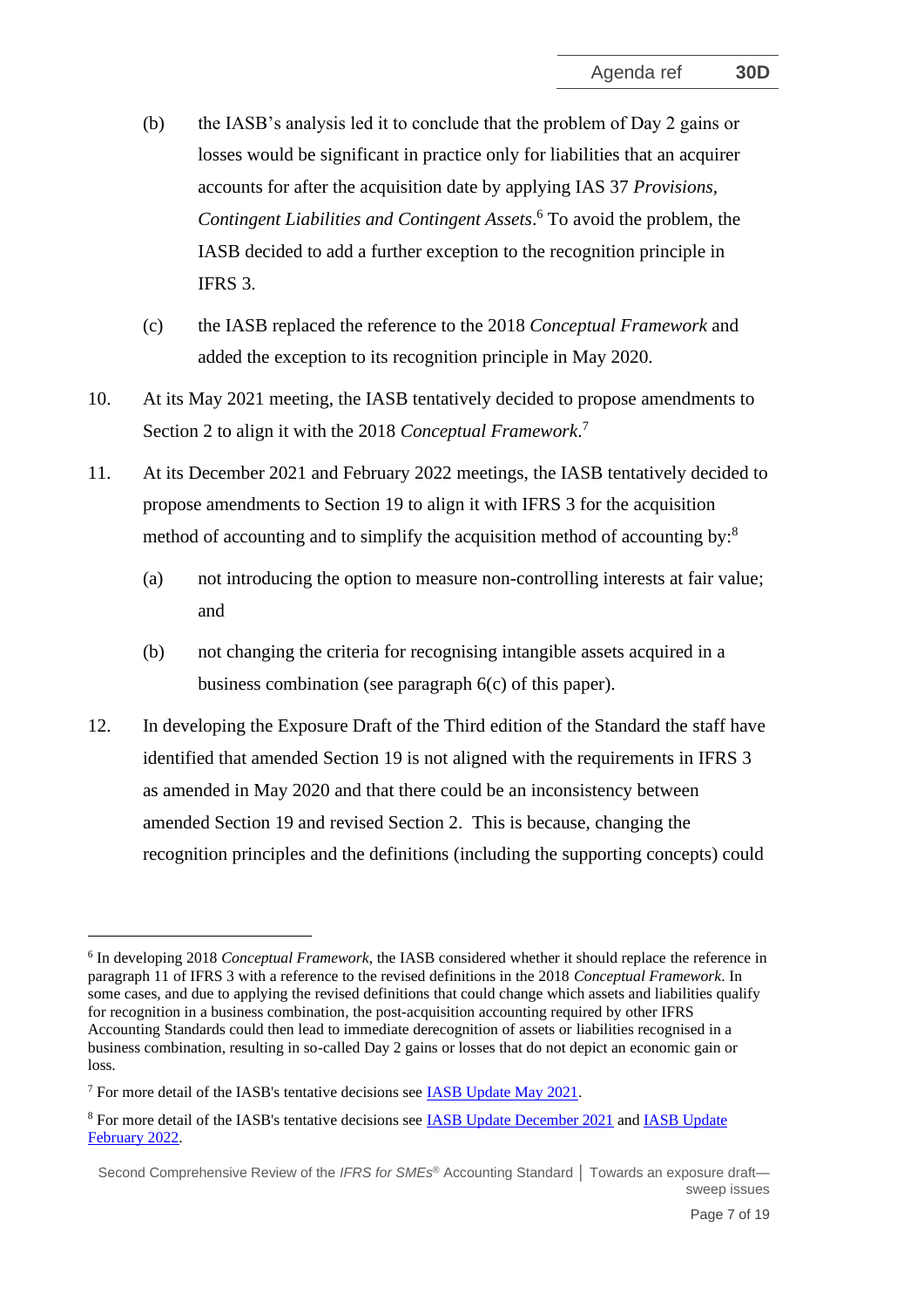(b) the IASB's analysis led it to conclude that the problem of Day 2 gains or losses would be significant in practice only for liabilities that an acquirer accounts for after the acquisition date by applying IAS 37 *Provisions, Contingent Liabilities and Contingent Assets*.[6] To avoid the problem, the IASB decided to add a further exception to the recognition principle in IFRS 3.

(c) the IASB replaced the reference to the 2018 *Conceptual Framework* and added the exception to its recognition principle in May 2020.

10. At its May 2021 meeting, the IASB tentatively decided to propose amendments to Section 2 to align it with the 2018 *Conceptual Framework*.[7]

11. At its December 2021 and February 2022 meetings, the IASB tentatively decided to propose amendments to Section 19 to align it with IFRS 3 for the acquisition method of accounting and to simplify the acquisition method of accounting by:[8]

    (a) not introducing the option to measure non-controlling interests at fair value; and

    (b) not changing the criteria for recognising intangible assets acquired in a business combination (see paragraph 6(c) of this paper).

12. In developing the Exposure Draft of the Third edition of the Standard the staff have identified that amended Section 19 is not aligned with the requirements in IFRS 3 as amended in May 2020 and that there could be an inconsistency between amended Section 19 and revised Section 2. This is because, changing the recognition principles and the definitions (including the supporting concepts) could

---

[6] In developing 2018 *Conceptual Framework*, the IASB considered whether it should replace the reference in paragraph 11 of IFRS 3 with a reference to the revised definitions in the 2018 *Conceptual Framework*. In some cases, and due to applying the revised definitions that could change which assets and liabilities qualify for recognition in a business combination, the post-acquisition accounting required by other IFRS Accounting Standards could then lead to immediate derecognition of assets or liabilities recognised in a business combination, resulting in so-called Day 2 gains or losses that do not depict an economic gain or loss.

[7] For more detail of the IASB's tentative decisions see IASB Update May 2021.

[8] For more detail of the IASB's tentative decisions see IASB Update December 2021 and IASB Update February 2022.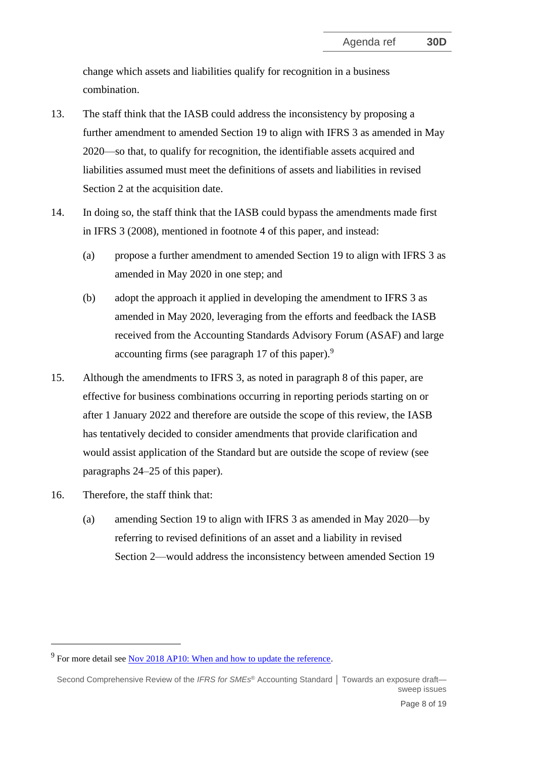change which assets and liabilities qualify for recognition in a business combination.

13. The staff think that the IASB could address the inconsistency by proposing a further amendment to amended Section 19 to align with IFRS 3 as amended in May 2020—so that, to qualify for recognition, the identifiable assets acquired and liabilities assumed must meet the definitions of assets and liabilities in revised Section 2 at the acquisition date.

14. In doing so, the staff think that the IASB could bypass the amendments made first in IFRS 3 (2008), mentioned in footnote 4 of this paper, and instead:

    (a) propose a further amendment to amended Section 19 to align with IFRS 3 as amended in May 2020 in one step; and

    (b) adopt the approach it applied in developing the amendment to IFRS 3 as amended in May 2020, leveraging from the efforts and feedback the IASB received from the Accounting Standards Advisory Forum (ASAF) and large accounting firms (see paragraph 17 of this paper).[9]

15. Although the amendments to IFRS 3, as noted in paragraph 8 of this paper, are effective for business combinations occurring in reporting periods starting on or after 1 January 2022 and therefore are outside the scope of this review, the IASB has tentatively decided to consider amendments that provide clarification and would assist application of the Standard but are outside the scope of review (see paragraphs 24–25 of this paper).

16. Therefore, the staff think that:

    (a) amending Section 19 to align with IFRS 3 as amended in May 2020—by referring to revised definitions of an asset and a liability in revised Section 2—would address the inconsistency between amended Section 19

[9] For more detail see Nov 2018 AP10: When and how to update the reference.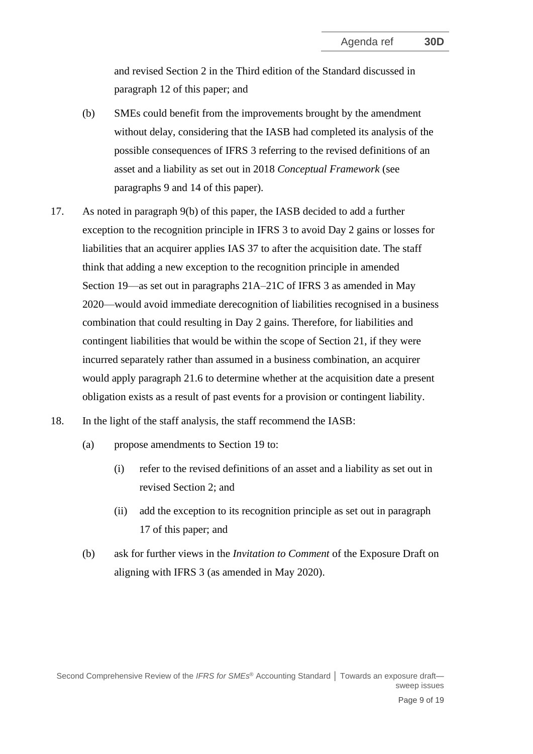and revised Section 2 in the Third edition of the Standard discussed in paragraph 12 of this paper; and

(b) SMEs could benefit from the improvements brought by the amendment without delay, considering that the IASB had completed its analysis of the possible consequences of IFRS 3 referring to the revised definitions of an asset and a liability as set out in 2018 *Conceptual Framework* (see paragraphs 9 and 14 of this paper).

17. As noted in paragraph 9(b) of this paper, the IASB decided to add a further exception to the recognition principle in IFRS 3 to avoid Day 2 gains or losses for liabilities that an acquirer applies IAS 37 to after the acquisition date. The staff think that adding a new exception to the recognition principle in amended Section 19—as set out in paragraphs 21A–21C of IFRS 3 as amended in May 2020—would avoid immediate derecognition of liabilities recognised in a business combination that could resulting in Day 2 gains. Therefore, for liabilities and contingent liabilities that would be within the scope of Section 21, if they were incurred separately rather than assumed in a business combination, an acquirer would apply paragraph 21.6 to determine whether at the acquisition date a present obligation exists as a result of past events for a provision or contingent liability.

18. In the light of the staff analysis, the staff recommend the IASB:

    (a) propose amendments to Section 19 to:

        (i) refer to the revised definitions of an asset and a liability as set out in revised Section 2; and

        (ii) add the exception to its recognition principle as set out in paragraph 17 of this paper; and

    (b) ask for further views in the *Invitation to Comment* of the Exposure Draft on aligning with IFRS 3 (as amended in May 2020).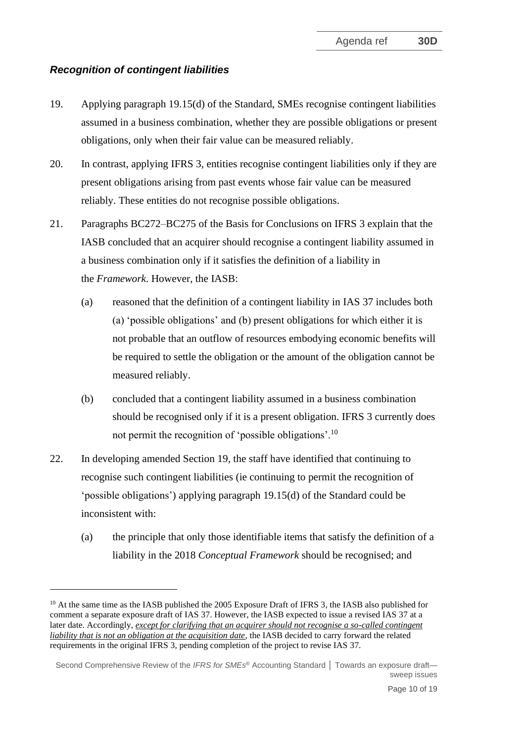### *Recognition of contingent liabilities*

19. Applying paragraph 19.15(d) of the Standard, SMEs recognise contingent liabilities assumed in a business combination, whether they are possible obligations or present obligations, only when their fair value can be measured reliably.

20. In contrast, applying IFRS 3, entities recognise contingent liabilities only if they are present obligations arising from past events whose fair value can be measured reliably. These entities do not recognise possible obligations.

21. Paragraphs BC272–BC275 of the Basis for Conclusions on IFRS 3 explain that the IASB concluded that an acquirer should recognise a contingent liability assumed in a business combination only if it satisfies the definition of a liability in the *Framework*. However, the IASB:

    (a) reasoned that the definition of a contingent liability in IAS 37 includes both (a) 'possible obligations' and (b) present obligations for which either it is not probable that an outflow of resources embodying economic benefits will be required to settle the obligation or the amount of the obligation cannot be measured reliably.

    (b) concluded that a contingent liability assumed in a business combination should be recognised only if it is a present obligation. IFRS 3 currently does not permit the recognition of 'possible obligations'.[10]

22. In developing amended Section 19, the staff have identified that continuing to recognise such contingent liabilities (ie continuing to permit the recognition of 'possible obligations') applying paragraph 19.15(d) of the Standard could be inconsistent with:

    (a) the principle that only those identifiable items that satisfy the definition of a liability in the 2018 *Conceptual Framework* should be recognised; and

---

[10] At the same time as the IASB published the 2005 Exposure Draft of IFRS 3, the IASB also published for comment a separate exposure draft of IAS 37. However, the IASB expected to issue a revised IAS 37 at a later date. Accordingly, ***<u>except for clarifying that an acquirer should not recognise a so-called contingent liability that is not an obligation at the acquisition date</u>***, the IASB decided to carry forward the related requirements in the original IFRS 3, pending completion of the project to revise IAS 37.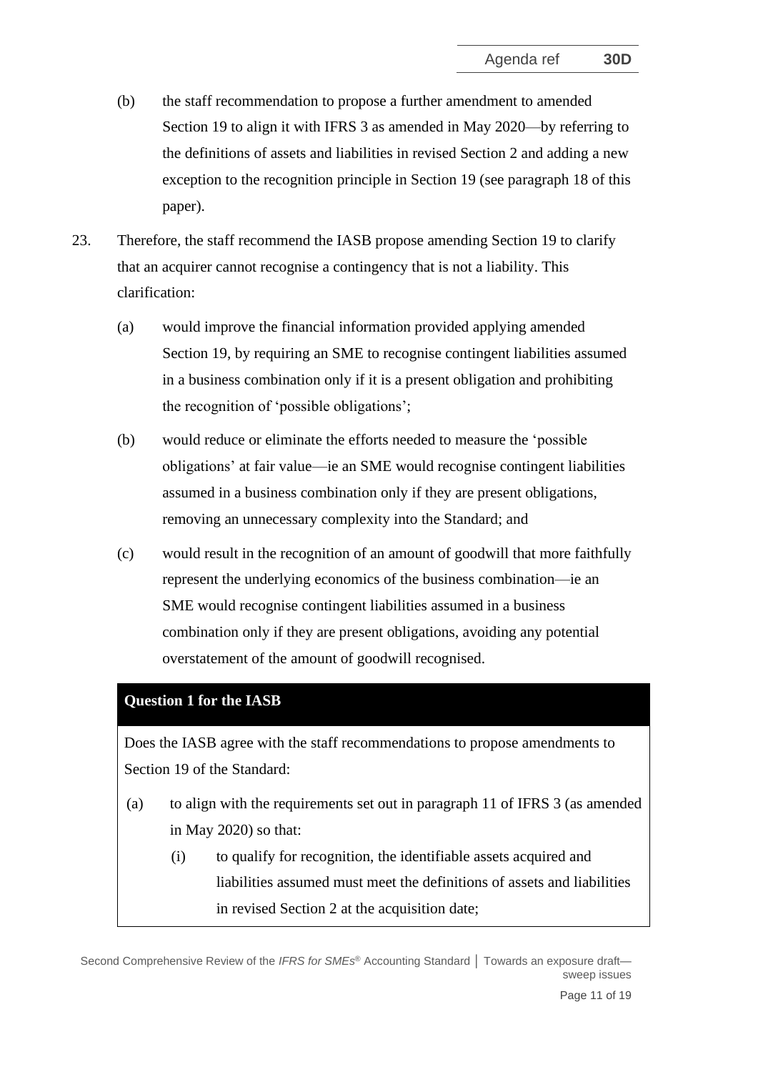(b) the staff recommendation to propose a further amendment to amended Section 19 to align it with IFRS 3 as amended in May 2020—by referring to the definitions of assets and liabilities in revised Section 2 and adding a new exception to the recognition principle in Section 19 (see paragraph 18 of this paper).

23. Therefore, the staff recommend the IASB propose amending Section 19 to clarify that an acquirer cannot recognise a contingency that is not a liability. This clarification:

(a) would improve the financial information provided applying amended Section 19, by requiring an SME to recognise contingent liabilities assumed in a business combination only if it is a present obligation and prohibiting the recognition of 'possible obligations';

(b) would reduce or eliminate the efforts needed to measure the 'possible obligations' at fair value—ie an SME would recognise contingent liabilities assumed in a business combination only if they are present obligations, removing an unnecessary complexity into the Standard; and

(c) would result in the recognition of an amount of goodwill that more faithfully represent the underlying economics of the business combination—ie an SME would recognise contingent liabilities assumed in a business combination only if they are present obligations, avoiding any potential overstatement of the amount of goodwill recognised.

**Question 1 for the IASB**

Does the IASB agree with the staff recommendations to propose amendments to Section 19 of the Standard:

(a) to align with the requirements set out in paragraph 11 of IFRS 3 (as amended in May 2020) so that:

(i) to qualify for recognition, the identifiable assets acquired and liabilities assumed must meet the definitions of assets and liabilities in revised Section 2 at the acquisition date;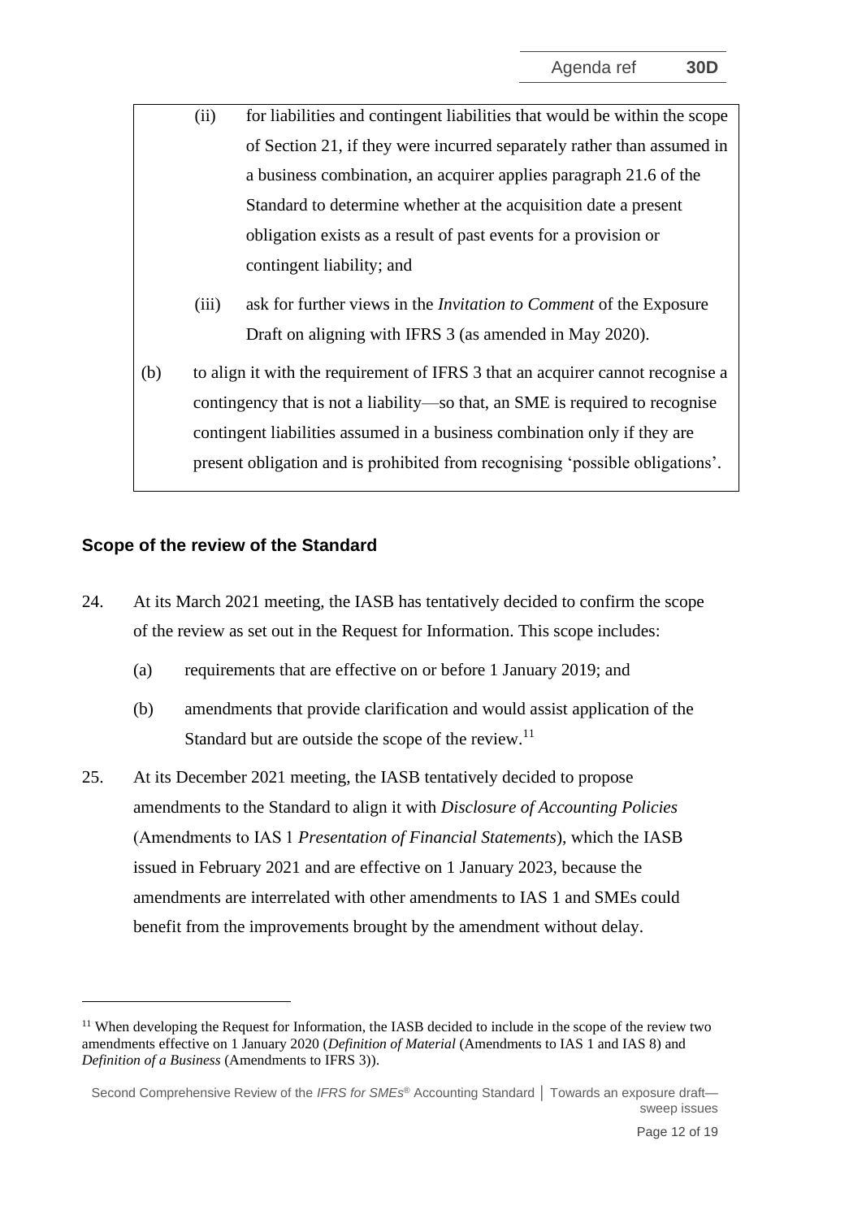(ii) for liabilities and contingent liabilities that would be within the scope of Section 21, if they were incurred separately rather than assumed in a business combination, an acquirer applies paragraph 21.6 of the Standard to determine whether at the acquisition date a present obligation exists as a result of past events for a provision or contingent liability; and

(iii) ask for further views in the *Invitation to Comment* of the Exposure Draft on aligning with IFRS 3 (as amended in May 2020).

(b) to align it with the requirement of IFRS 3 that an acquirer cannot recognise a contingency that is not a liability—so that, an SME is required to recognise contingent liabilities assumed in a business combination only if they are present obligation and is prohibited from recognising 'possible obligations'.

### Scope of the review of the Standard

24. At its March 2021 meeting, the IASB has tentatively decided to confirm the scope of the review as set out in the Request for Information. This scope includes:

    (a) requirements that are effective on or before 1 January 2019; and

    (b) amendments that provide clarification and would assist application of the Standard but are outside the scope of the review.[11]

25. At its December 2021 meeting, the IASB tentatively decided to propose amendments to the Standard to align it with *Disclosure of Accounting Policies* (Amendments to IAS 1 *Presentation of Financial Statements*), which the IASB issued in February 2021 and are effective on 1 January 2023, because the amendments are interrelated with other amendments to IAS 1 and SMEs could benefit from the improvements brought by the amendment without delay.

[11] When developing the Request for Information, the IASB decided to include in the scope of the review two amendments effective on 1 January 2020 (*Definition of Material* (Amendments to IAS 1 and IAS 8) and *Definition of a Business* (Amendments to IFRS 3)).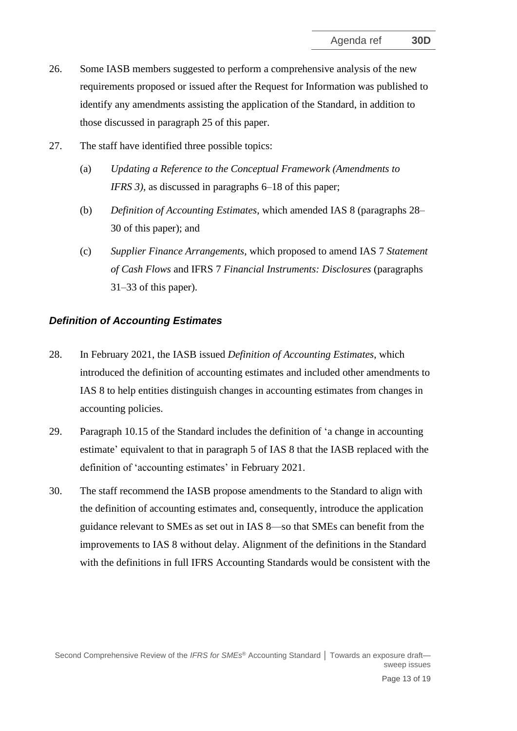26. Some IASB members suggested to perform a comprehensive analysis of the new requirements proposed or issued after the Request for Information was published to identify any amendments assisting the application of the Standard, in addition to those discussed in paragraph 25 of this paper.

27. The staff have identified three possible topics:

    (a) *Updating a Reference to the Conceptual Framework (Amendments to IFRS 3)*, as discussed in paragraphs 6–18 of this paper;

    (b) *Definition of Accounting Estimates*, which amended IAS 8 (paragraphs 28–30 of this paper); and

    (c) *Supplier Finance Arrangements*, which proposed to amend IAS 7 *Statement of Cash Flows* and IFRS 7 *Financial Instruments: Disclosures* (paragraphs 31–33 of this paper).

### *Definition of Accounting Estimates*

28. In February 2021, the IASB issued *Definition of Accounting Estimates*, which introduced the definition of accounting estimates and included other amendments to IAS 8 to help entities distinguish changes in accounting estimates from changes in accounting policies.

29. Paragraph 10.15 of the Standard includes the definition of 'a change in accounting estimate' equivalent to that in paragraph 5 of IAS 8 that the IASB replaced with the definition of 'accounting estimates' in February 2021.

30. The staff recommend the IASB propose amendments to the Standard to align with the definition of accounting estimates and, consequently, introduce the application guidance relevant to SMEs as set out in IAS 8—so that SMEs can benefit from the improvements to IAS 8 without delay. Alignment of the definitions in the Standard with the definitions in full IFRS Accounting Standards would be consistent with the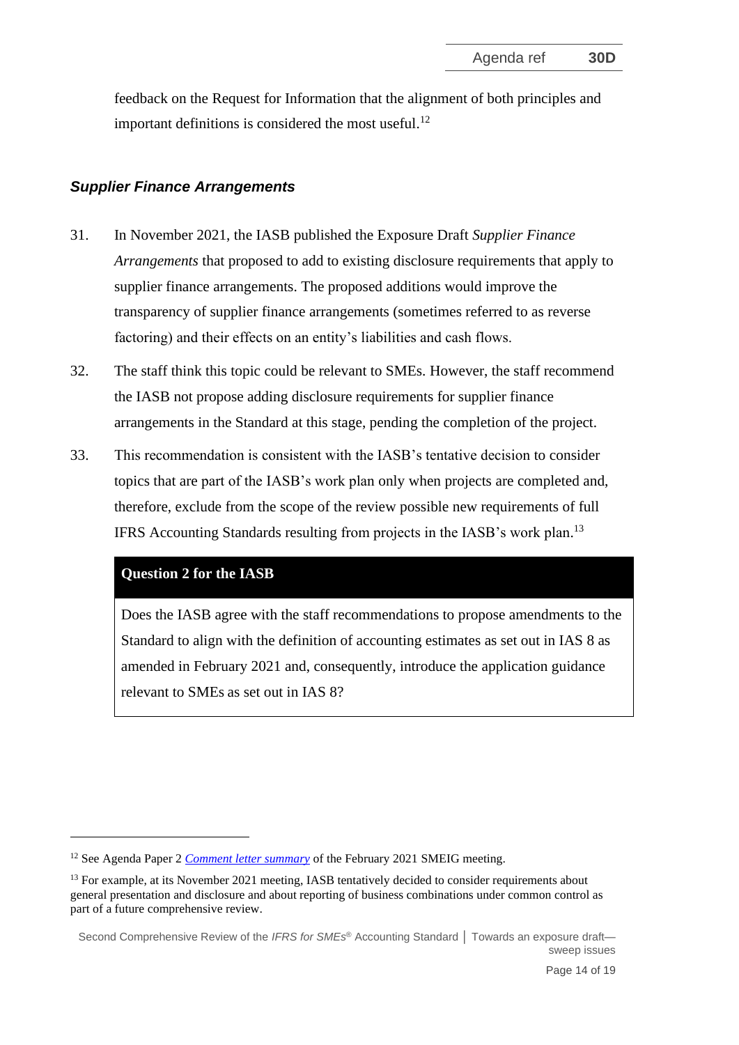feedback on the Request for Information that the alignment of both principles and important definitions is considered the most useful.[12]

### *Supplier Finance Arrangements*

31. In November 2021, the IASB published the Exposure Draft *Supplier Finance Arrangements* that proposed to add to existing disclosure requirements that apply to supplier finance arrangements. The proposed additions would improve the transparency of supplier finance arrangements (sometimes referred to as reverse factoring) and their effects on an entity's liabilities and cash flows.

32. The staff think this topic could be relevant to SMEs. However, the staff recommend the IASB not propose adding disclosure requirements for supplier finance arrangements in the Standard at this stage, pending the completion of the project.

33. This recommendation is consistent with the IASB's tentative decision to consider topics that are part of the IASB's work plan only when projects are completed and, therefore, exclude from the scope of the review possible new requirements of full IFRS Accounting Standards resulting from projects in the IASB's work plan.[13]

> **Question 2 for the IASB**
>
> Does the IASB agree with the staff recommendations to propose amendments to the Standard to align with the definition of accounting estimates as set out in IAS 8 as amended in February 2021 and, consequently, introduce the application guidance relevant to SMEs as set out in IAS 8?

---

[12] See Agenda Paper 2 *Comment letter summary* of the February 2021 SMEIG meeting.

[13] For example, at its November 2021 meeting, IASB tentatively decided to consider requirements about general presentation and disclosure and about reporting of business combinations under common control as part of a future comprehensive review.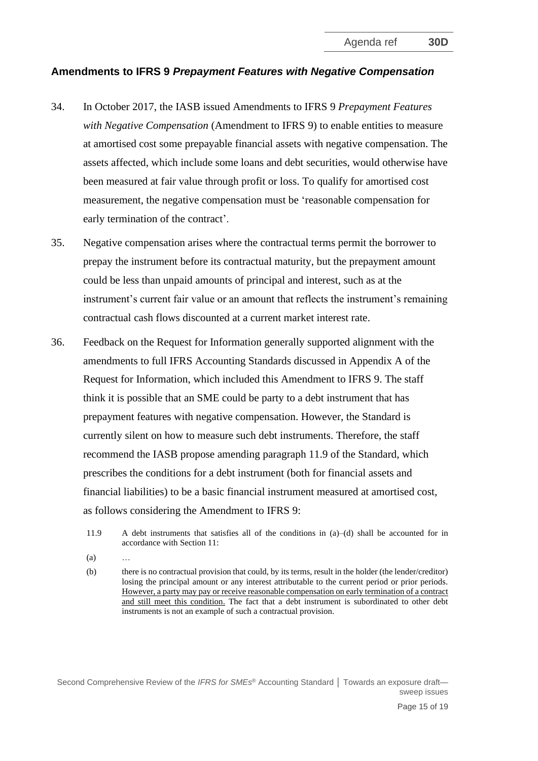## Amendments to IFRS 9 *Prepayment Features with Negative Compensation*

34. In October 2017, the IASB issued Amendments to IFRS 9 *Prepayment Features with Negative Compensation* (Amendment to IFRS 9) to enable entities to measure at amortised cost some prepayable financial assets with negative compensation. The assets affected, which include some loans and debt securities, would otherwise have been measured at fair value through profit or loss. To qualify for amortised cost measurement, the negative compensation must be 'reasonable compensation for early termination of the contract'.

35. Negative compensation arises where the contractual terms permit the borrower to prepay the instrument before its contractual maturity, but the prepayment amount could be less than unpaid amounts of principal and interest, such as at the instrument's current fair value or an amount that reflects the instrument's remaining contractual cash flows discounted at a current market interest rate.

36. Feedback on the Request for Information generally supported alignment with the amendments to full IFRS Accounting Standards discussed in Appendix A of the Request for Information, which included this Amendment to IFRS 9. The staff think it is possible that an SME could be party to a debt instrument that has prepayment features with negative compensation. However, the Standard is currently silent on how to measure such debt instruments. Therefore, the staff recommend the IASB propose amending paragraph 11.9 of the Standard, which prescribes the conditions for a debt instrument (both for financial assets and financial liabilities) to be a basic financial instrument measured at amortised cost, as follows considering the Amendment to IFRS 9:

> 11.9 A debt instruments that satisfies all of the conditions in (a)–(d) shall be accounted for in accordance with Section 11:
>
> (a) …
>
> (b) there is no contractual provision that could, by its terms, result in the holder (the lender/creditor) losing the principal amount or any interest attributable to the current period or prior periods. <u>However, a party may pay or receive reasonable compensation on early termination of a contract and still meet this condition.</u> The fact that a debt instrument is subordinated to other debt instruments is not an example of such a contractual provision.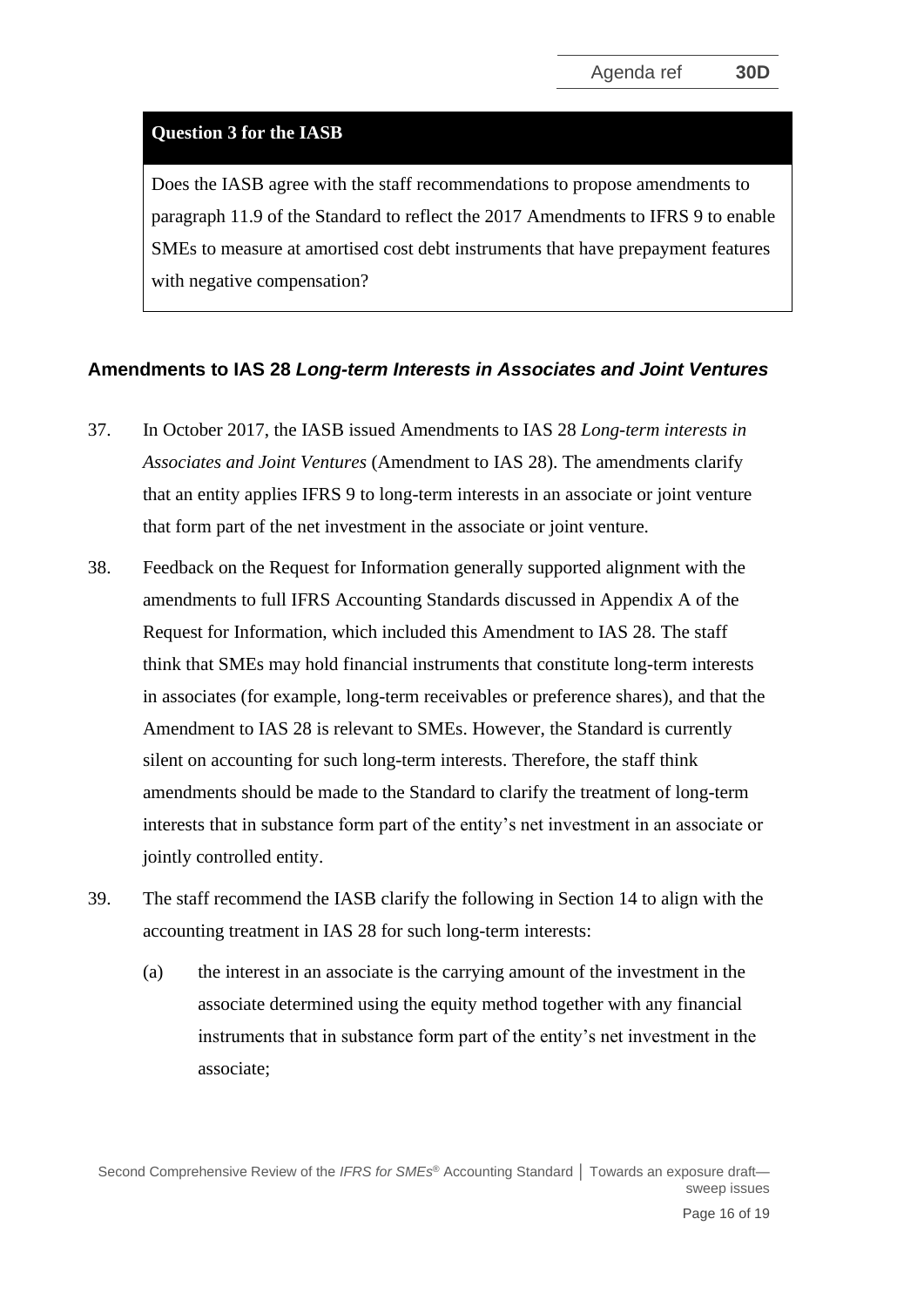**Question 3 for the IASB**

Does the IASB agree with the staff recommendations to propose amendments to paragraph 11.9 of the Standard to reflect the 2017 Amendments to IFRS 9 to enable SMEs to measure at amortised cost debt instruments that have prepayment features with negative compensation?

## Amendments to IAS 28 *Long-term Interests in Associates and Joint Ventures*

37. In October 2017, the IASB issued Amendments to IAS 28 *Long-term interests in Associates and Joint Ventures* (Amendment to IAS 28). The amendments clarify that an entity applies IFRS 9 to long-term interests in an associate or joint venture that form part of the net investment in the associate or joint venture.

38. Feedback on the Request for Information generally supported alignment with the amendments to full IFRS Accounting Standards discussed in Appendix A of the Request for Information, which included this Amendment to IAS 28. The staff think that SMEs may hold financial instruments that constitute long-term interests in associates (for example, long-term receivables or preference shares), and that the Amendment to IAS 28 is relevant to SMEs. However, the Standard is currently silent on accounting for such long-term interests. Therefore, the staff think amendments should be made to the Standard to clarify the treatment of long-term interests that in substance form part of the entity's net investment in an associate or jointly controlled entity.

39. The staff recommend the IASB clarify the following in Section 14 to align with the accounting treatment in IAS 28 for such long-term interests:

    (a) the interest in an associate is the carrying amount of the investment in the associate determined using the equity method together with any financial instruments that in substance form part of the entity's net investment in the associate;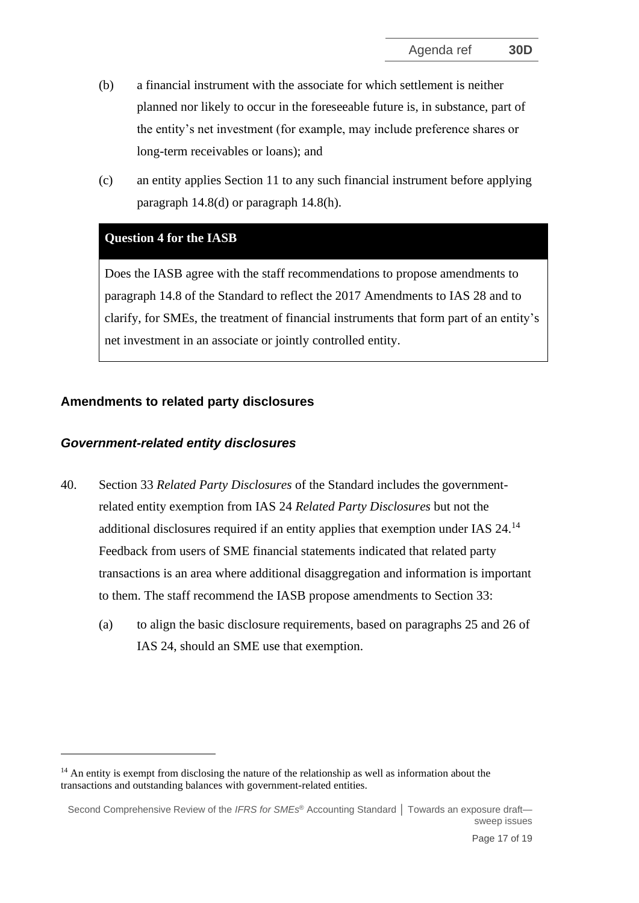(b) a financial instrument with the associate for which settlement is neither planned nor likely to occur in the foreseeable future is, in substance, part of the entity's net investment (for example, may include preference shares or long-term receivables or loans); and

(c) an entity applies Section 11 to any such financial instrument before applying paragraph 14.8(d) or paragraph 14.8(h).

> **Question 4 for the IASB**
>
> Does the IASB agree with the staff recommendations to propose amendments to paragraph 14.8 of the Standard to reflect the 2017 Amendments to IAS 28 and to clarify, for SMEs, the treatment of financial instruments that form part of an entity's net investment in an associate or jointly controlled entity.

## Amendments to related party disclosures

### *Government-related entity disclosures*

40. Section 33 *Related Party Disclosures* of the Standard includes the government-related entity exemption from IAS 24 *Related Party Disclosures* but not the additional disclosures required if an entity applies that exemption under IAS 24.[14] Feedback from users of SME financial statements indicated that related party transactions is an area where additional disaggregation and information is important to them. The staff recommend the IASB propose amendments to Section 33:

    (a) to align the basic disclosure requirements, based on paragraphs 25 and 26 of IAS 24, should an SME use that exemption.

---

[14] An entity is exempt from disclosing the nature of the relationship as well as information about the transactions and outstanding balances with government-related entities.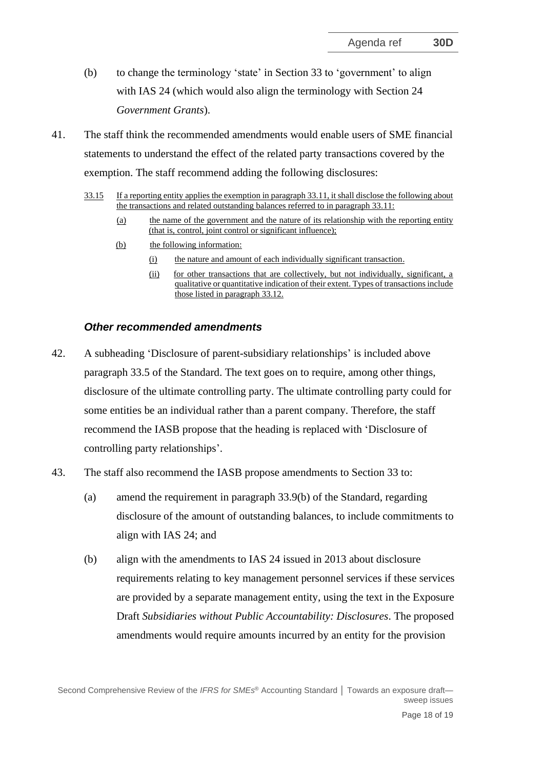(b) to change the terminology 'state' in Section 33 to 'government' to align with IAS 24 (which would also align the terminology with Section 24 *Government Grants*).

41. The staff think the recommended amendments would enable users of SME financial statements to understand the effect of the related party transactions covered by the exemption. The staff recommend adding the following disclosures:

> 33.15 If a reporting entity applies the exemption in paragraph 33.11, it shall disclose the following about the transactions and related outstanding balances referred to in paragraph 33.11:
>
> (a) the name of the government and the nature of its relationship with the reporting entity (that is, control, joint control or significant influence);
>
> (b) the following information:
>
> (i) the nature and amount of each individually significant transaction.
>
> (ii) for other transactions that are collectively, but not individually, significant, a qualitative or quantitative indication of their extent. Types of transactions include those listed in paragraph 33.12.

### *Other recommended amendments*

42. A subheading 'Disclosure of parent-subsidiary relationships' is included above paragraph 33.5 of the Standard. The text goes on to require, among other things, disclosure of the ultimate controlling party. The ultimate controlling party could for some entities be an individual rather than a parent company. Therefore, the staff recommend the IASB propose that the heading is replaced with 'Disclosure of controlling party relationships'.

43. The staff also recommend the IASB propose amendments to Section 33 to:

(a) amend the requirement in paragraph 33.9(b) of the Standard, regarding disclosure of the amount of outstanding balances, to include commitments to align with IAS 24; and

(b) align with the amendments to IAS 24 issued in 2013 about disclosure requirements relating to key management personnel services if these services are provided by a separate management entity, using the text in the Exposure Draft *Subsidiaries without Public Accountability: Disclosures*. The proposed amendments would require amounts incurred by an entity for the provision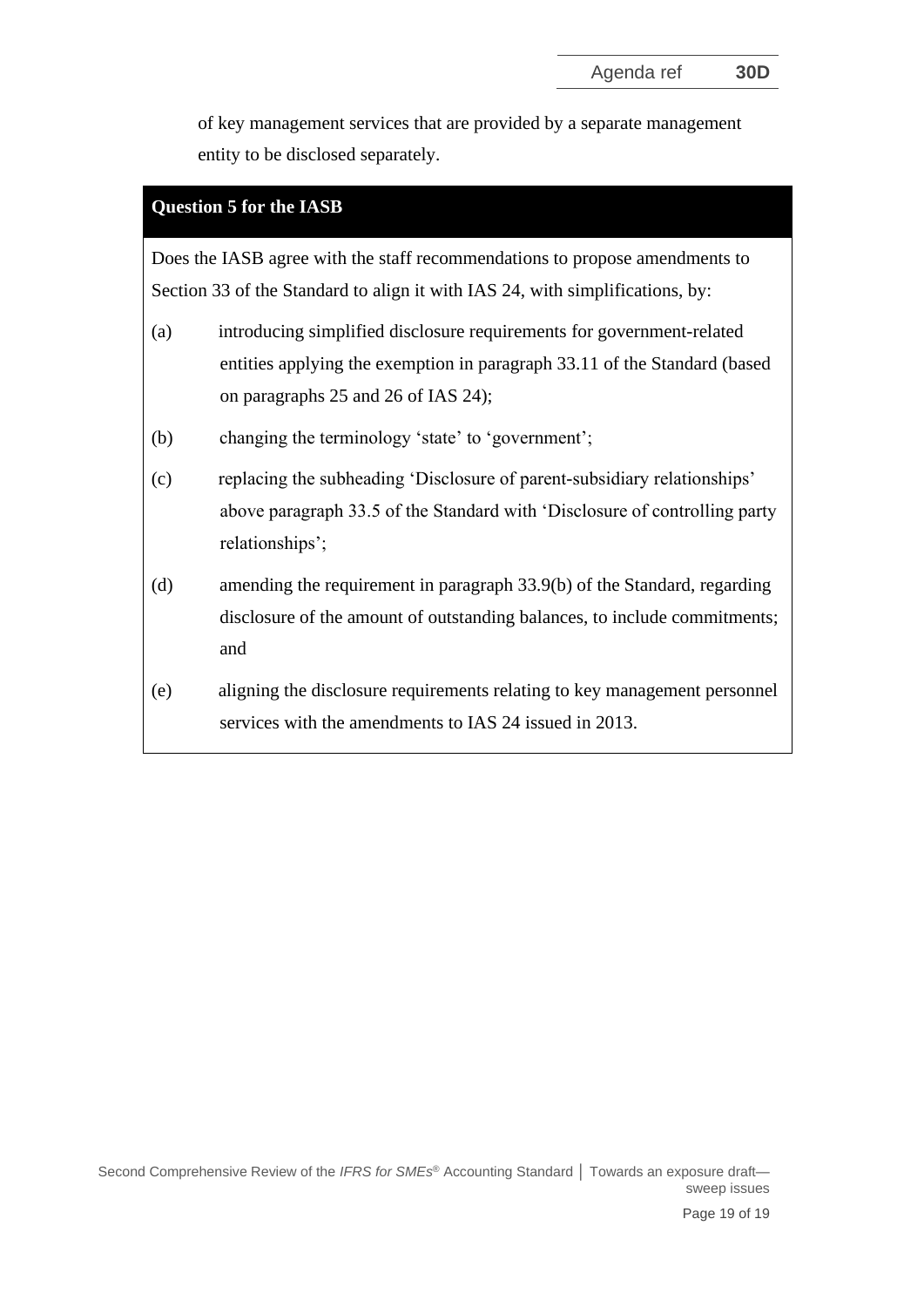of key management services that are provided by a separate management entity to be disclosed separately.

**Question 5 for the IASB**

Does the IASB agree with the staff recommendations to propose amendments to Section 33 of the Standard to align it with IAS 24, with simplifications, by:

(a) introducing simplified disclosure requirements for government-related entities applying the exemption in paragraph 33.11 of the Standard (based on paragraphs 25 and 26 of IAS 24);

(b) changing the terminology 'state' to 'government';

(c) replacing the subheading 'Disclosure of parent-subsidiary relationships' above paragraph 33.5 of the Standard with 'Disclosure of controlling party relationships';

(d) amending the requirement in paragraph 33.9(b) of the Standard, regarding disclosure of the amount of outstanding balances, to include commitments; and

(e) aligning the disclosure requirements relating to key management personnel services with the amendments to IAS 24 issued in 2013.